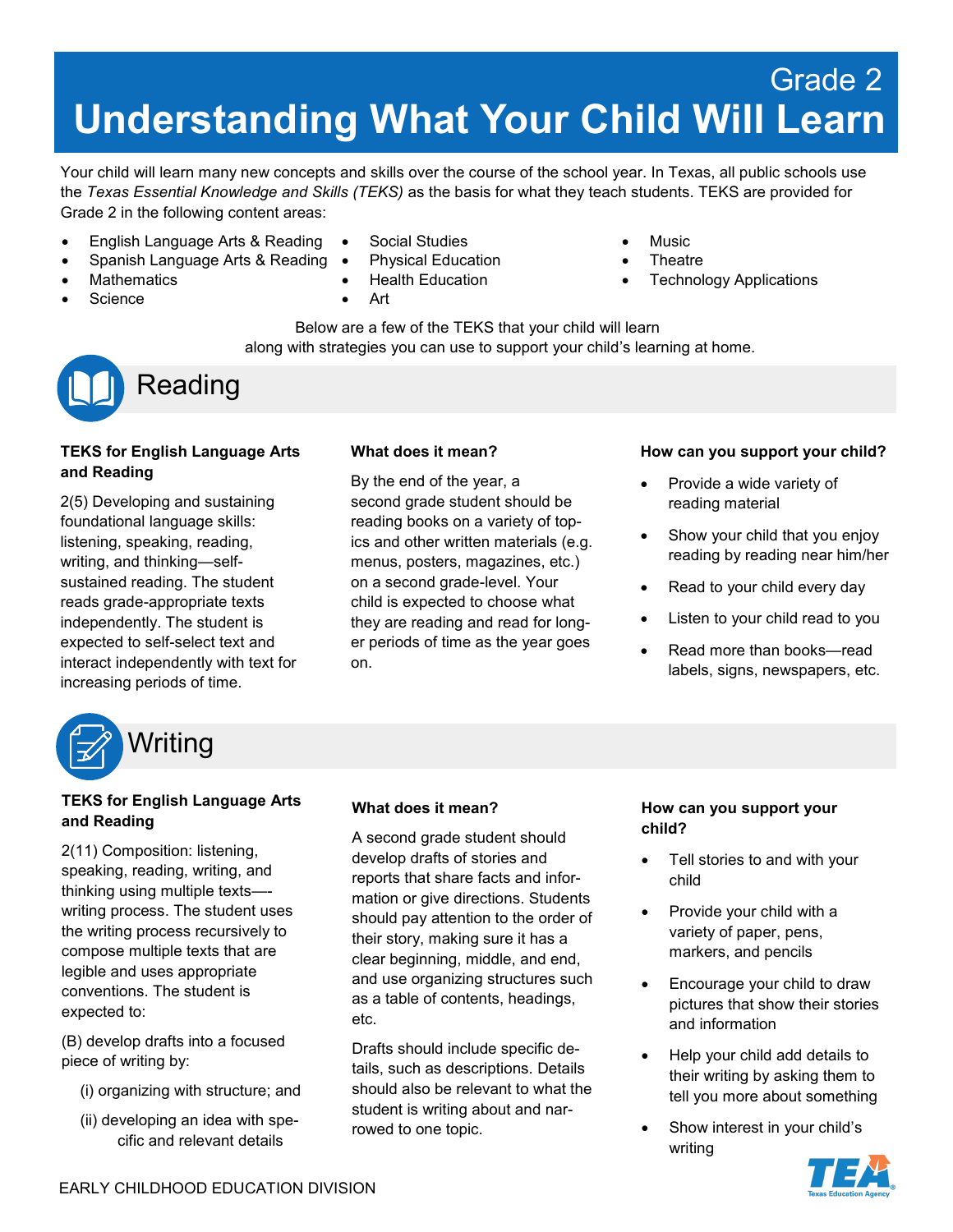Grade 2

# Understanding What Your Child Will Learn

Your child will learn many new concepts and skills over the course of the school year. In Texas, all public schools use the *Texas Essential Knowledge and Skills (TEKS)* as the basis for what they teach students. TEKS are provided for Grade 2 in the following content areas:

- English Language Arts & Reading
- Spanish Language Arts & Reading
- Mathematics
- Science
- Social Studies
- Physical Education
- Health Education
- Art
- Music
- Theatre
- Technology Applications

Below are a few of the TEKS that your child will learn along with strategies you can use to support your child's learning at home.

## Reading

**TEKS for English Language Arts and Reading**

2(5) Developing and sustaining foundational language skills: listening, speaking, reading, writing, and thinking—self-sustained reading. The student reads grade-appropriate texts independently. The student is expected to self-select text and interact independently with text for increasing periods of time.

**What does it mean?**

By the end of the year, a second grade student should be reading books on a variety of topics and other written materials (e.g. menus, posters, magazines, etc.) on a second grade-level. Your child is expected to choose what they are reading and read for longer periods of time as the year goes on.

**How can you support your child?**

- Provide a wide variety of reading material
- Show your child that you enjoy reading by reading near him/her
- Read to your child every day
- Listen to your child read to you
- Read more than books—read labels, signs, newspapers, etc.

## Writing

**TEKS for English Language Arts and Reading**

2(11) Composition: listening, speaking, reading, writing, and thinking using multiple texts—-writing process. The student uses the writing process recursively to compose multiple texts that are legible and uses appropriate conventions. The student is expected to:

(B) develop drafts into a focused piece of writing by:

(i) organizing with structure; and

(ii) developing an idea with specific and relevant details

**What does it mean?**

A second grade student should develop drafts of stories and reports that share facts and information or give directions. Students should pay attention to the order of their story, making sure it has a clear beginning, middle, and end, and use organizing structures such as a table of contents, headings, etc.

Drafts should include specific details, such as descriptions. Details should also be relevant to what the student is writing about and narrowed to one topic.

**How can you support your child?**

- Tell stories to and with your child
- Provide your child with a variety of paper, pens, markers, and pencils
- Encourage your child to draw pictures that show their stories and information
- Help your child add details to their writing by asking them to tell you more about something
- Show interest in your child's writing

EARLY CHILDHOOD EDUCATION DIVISION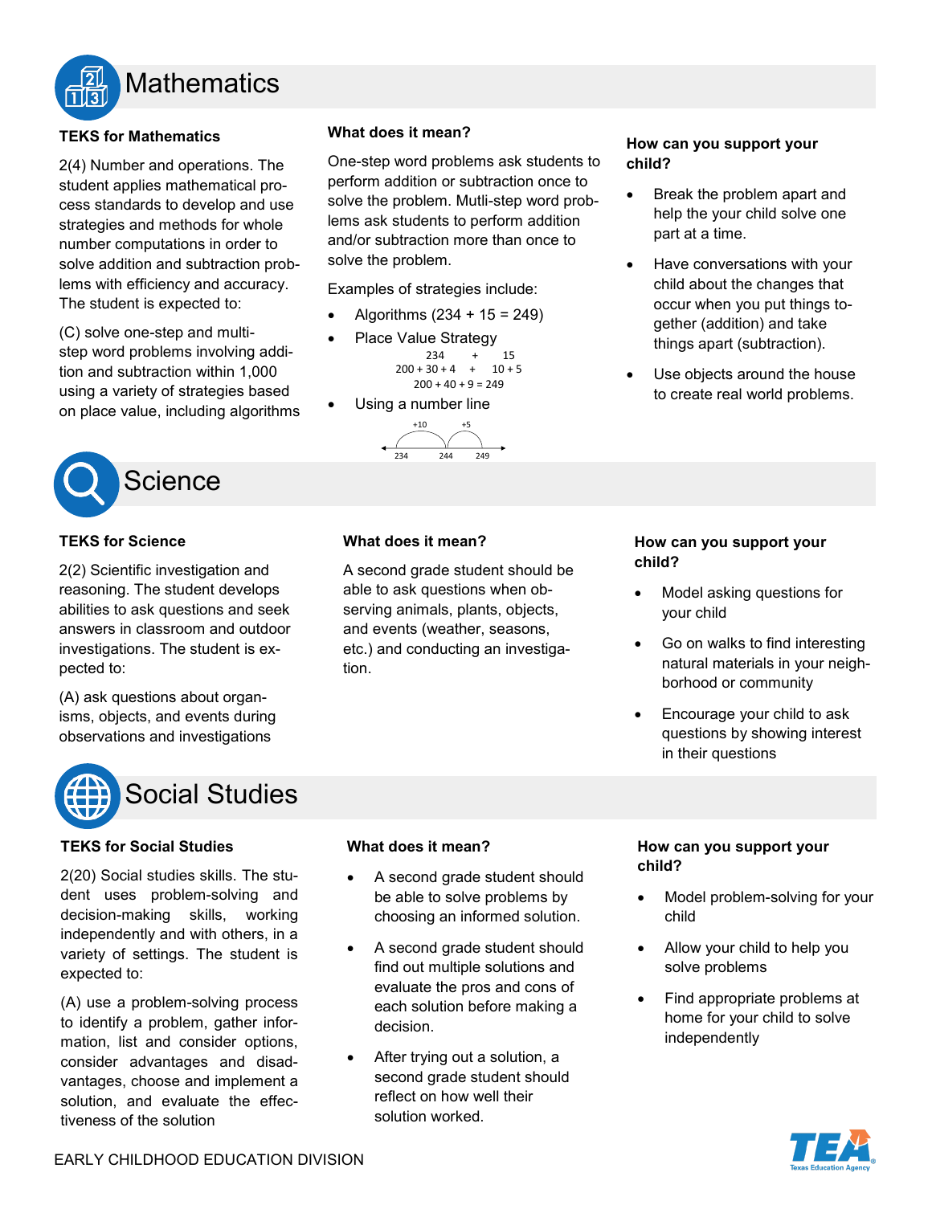# Mathematics

### TEKS for Mathematics

2(4) Number and operations. The student applies mathematical process standards to develop and use strategies and methods for whole number computations in order to solve addition and subtraction problems with efficiency and accuracy. The student is expected to:

(C) solve one-step and multi-step word problems involving addition and subtraction within 1,000 using a variety of strategies based on place value, including algorithms

### What does it mean?

One-step word problems ask students to perform addition or subtraction once to solve the problem. Mutli-step word problems ask students to perform addition and/or subtraction more than once to solve the problem.

Examples of strategies include:

- Algorithms (234 + 15 = 249)
- Place Value Strategy

  234 + 15

  200 + 30 + 4 + 10 + 5

  200 + 40 + 9 = 249
- Using a number line

  +10 +5

  234 244 249

### How can you support your child?

- Break the problem apart and help the your child solve one part at a time.
- Have conversations with your child about the changes that occur when you put things together (addition) and take things apart (subtraction).
- Use objects around the house to create real world problems.

# Science

### TEKS for Science

2(2) Scientific investigation and reasoning. The student develops abilities to ask questions and seek answers in classroom and outdoor investigations. The student is expected to:

(A) ask questions about organisms, objects, and events during observations and investigations

### What does it mean?

A second grade student should be able to ask questions when observing animals, plants, objects, and events (weather, seasons, etc.) and conducting an investigation.

### How can you support your child?

- Model asking questions for your child
- Go on walks to find interesting natural materials in your neighborhood or community
- Encourage your child to ask questions by showing interest in their questions

# Social Studies

### TEKS for Social Studies

2(20) Social studies skills. The student uses problem-solving and decision-making skills, working independently and with others, in a variety of settings. The student is expected to:

(A) use a problem-solving process to identify a problem, gather information, list and consider options, consider advantages and disadvantages, choose and implement a solution, and evaluate the effectiveness of the solution

### What does it mean?

- A second grade student should be able to solve problems by choosing an informed solution.
- A second grade student should find out multiple solutions and evaluate the pros and cons of each solution before making a decision.
- After trying out a solution, a second grade student should reflect on how well their solution worked.

### How can you support your child?

- Model problem-solving for your child
- Allow your child to help you solve problems
- Find appropriate problems at home for your child to solve independently

EARLY CHILDHOOD EDUCATION DIVISION

TEA Texas Education Agency